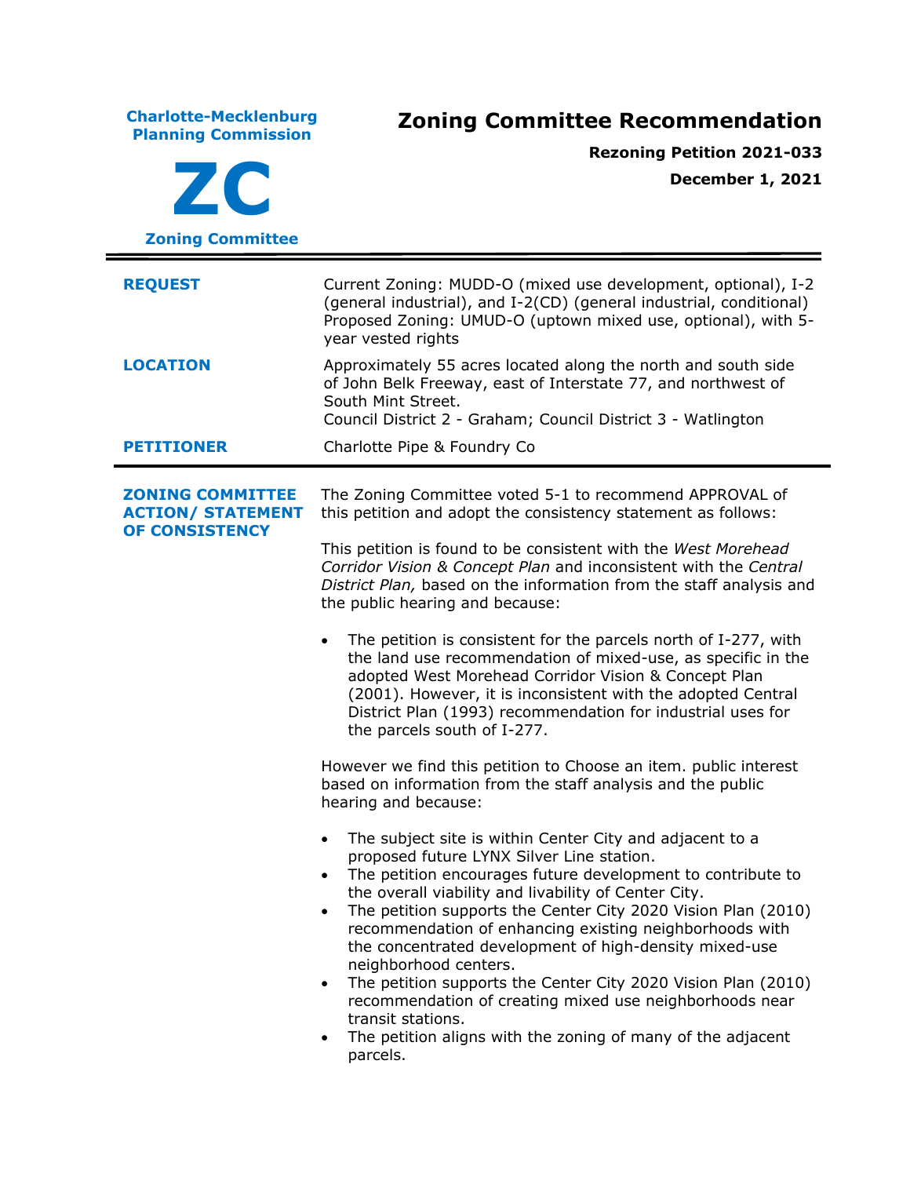**Charlote-Mecklenburg Planning Commission**

# ZC

**Zoning Committee**

# Zoning Committee Recommendation

**Rezoning Petition 2021-033**

**December 1, 2021**

---

| | |
|---|---|
| **REQUEST** | Current Zoning: MUDD-O (mixed use development, optional), I-2 (general industrial), and I-2(CD) (general industrial, conditional)<br>Proposed Zoning: UMUD-O (uptown mixed use, optional), with 5-year vested rights |
| **LOCATION** | Approximately 55 acres located along the north and south side of John Belk Freeway, east of Interstate 77, and northwest of South Mint Street.<br>Council District 2 - Graham; Council District 3 - Watlington |
| **PETITIONER** | Charlotte Pipe & Foundry Co |

---

**ZONING COMMITTEE ACTION/ STATEMENT OF CONSISTENCY**

The Zoning Committee voted 5-1 to recommend APPROVAL of this petition and adopt the consistency statement as follows:

This petition is found to be consistent with the *West Morehead Corridor Vision & Concept Plan* and inconsistent with the *Central District Plan,* based on the information from the staff analysis and the public hearing and because:

- The petition is consistent for the parcels north of I-277, with the land use recommendation of mixed-use, as specific in the adopted West Morehead Corridor Vision & Concept Plan (2001). However, it is inconsistent with the adopted Central District Plan (1993) recommendation for industrial uses for the parcels south of I-277.

However we find this petition to Choose an item. public interest based on information from the staff analysis and the public hearing and because:

- The subject site is within Center City and adjacent to a proposed future LYNX Silver Line station.
- The petition encourages future development to contribute to the overall viability and livability of Center City.
- The petition supports the Center City 2020 Vision Plan (2010) recommendation of enhancing existing neighborhoods with the concentrated development of high-density mixed-use neighborhood centers.
- The petition supports the Center City 2020 Vision Plan (2010) recommendation of creating mixed use neighborhoods near transit stations.
- The petition aligns with the zoning of many of the adjacent parcels.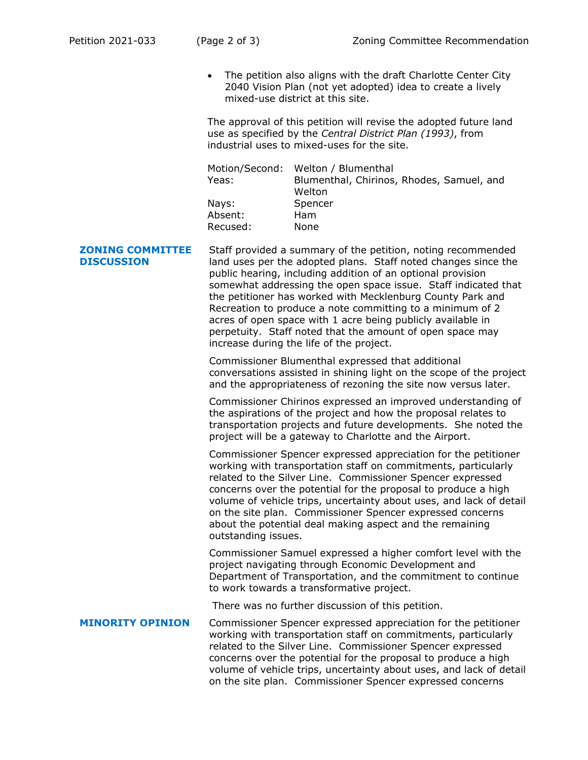- The petition also aligns with the draft Charlotte Center City 2040 Vision Plan (not yet adopted) idea to create a lively mixed-use district at this site.

The approval of this petition will revise the adopted future land use as specified by the *Central District Plan (1993)*, from industrial uses to mixed-uses for the site.

| | |
|---|---|
| Motion/Second: | Welton / Blumenthal |
| Yeas: | Blumenthal, Chirinos, Rhodes, Samuel, and Welton |
| Nays: | Spencer |
| Absent: | Ham |
| Recused: | None |

## ZONING COMMITTEE DISCUSSION

Staff provided a summary of the petition, noting recommended land uses per the adopted plans. Staff noted changes since the public hearing, including addition of an optional provision somewhat addressing the open space issue. Staff indicated that the petitioner has worked with Mecklenburg County Park and Recreation to produce a note committing to a minimum of 2 acres of open space with 1 acre being publicly available in perpetuity. Staff noted that the amount of open space may increase during the life of the project.

Commissioner Blumenthal expressed that additional conversations assisted in shining light on the scope of the project and the appropriateness of rezoning the site now versus later.

Commissioner Chirinos expressed an improved understanding of the aspirations of the project and how the proposal relates to transportation projects and future developments. She noted the project will be a gateway to Charlotte and the Airport.

Commissioner Spencer expressed appreciation for the petitioner working with transportation staff on commitments, particularly related to the Silver Line. Commissioner Spencer expressed concerns over the potential for the proposal to produce a high volume of vehicle trips, uncertainty about uses, and lack of detail on the site plan. Commissioner Spencer expressed concerns about the potential deal making aspect and the remaining outstanding issues.

Commissioner Samuel expressed a higher comfort level with the project navigating through Economic Development and Department of Transportation, and the commitment to continue to work towards a transformative project.

There was no further discussion of this petition.

## MINORITY OPINION

Commissioner Spencer expressed appreciation for the petitioner working with transportation staff on commitments, particularly related to the Silver Line. Commissioner Spencer expressed concerns over the potential for the proposal to produce a high volume of vehicle trips, uncertainty about uses, and lack of detail on the site plan. Commissioner Spencer expressed concerns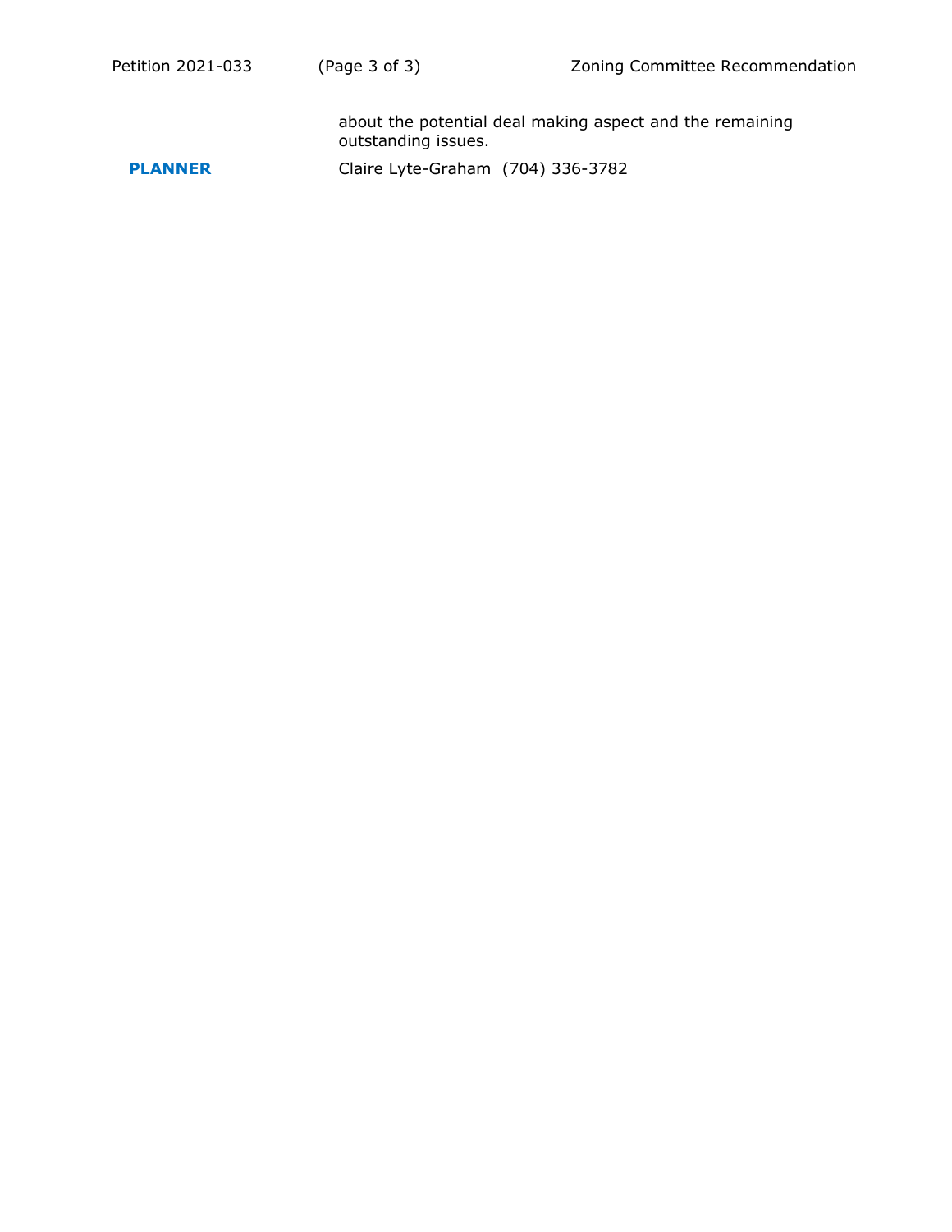about the potential deal making aspect and the remaining outstanding issues.

| | |
|---|---|
| **PLANNER** | Claire Lyte-Graham (704) 336-3782 |